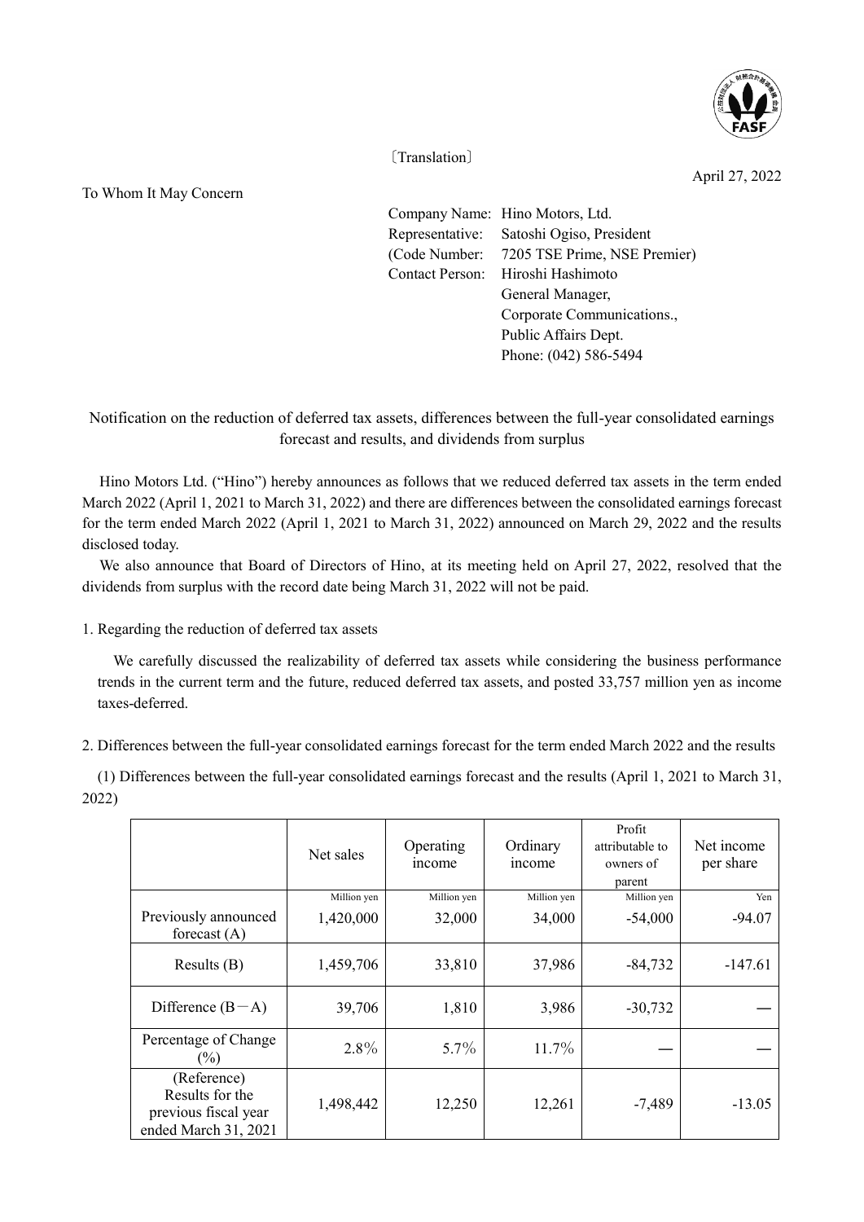〔Translation〕

April 27, 2022

To Whom It May Concern

Company Name: Hino Motors, Ltd.
Representative: Satoshi Ogiso, President
(Code Number: 7205 TSE Prime, NSE Premier)
Contact Person: Hiroshi Hashimoto
General Manager,
Corporate Communications.,
Public Affairs Dept.
Phone: (042) 586-5494

## Notification on the reduction of deferred tax assets, differences between the full-year consolidated earnings forecast and results, and dividends from surplus

Hino Motors Ltd. ("Hino") hereby announces as follows that we reduced deferred tax assets in the term ended March 2022 (April 1, 2021 to March 31, 2022) and there are differences between the consolidated earnings forecast for the term ended March 2022 (April 1, 2021 to March 31, 2022) announced on March 29, 2022 and the results disclosed today.

We also announce that Board of Directors of Hino, at its meeting held on April 27, 2022, resolved that the dividends from surplus with the record date being March 31, 2022 will not be paid.

1. Regarding the reduction of deferred tax assets

We carefully discussed the realizability of deferred tax assets while considering the business performance trends in the current term and the future, reduced deferred tax assets, and posted 33,757 million yen as income taxes-deferred.

2. Differences between the full-year consolidated earnings forecast for the term ended March 2022 and the results

(1) Differences between the full-year consolidated earnings forecast and the results (April 1, 2021 to March 31, 2022)

| | Net sales | Operating income | Ordinary income | Profit attributable to owners of parent | Net income per share |
|---|---|---|---|---|---|
| | Million yen | Million yen | Million yen | Million yen | Yen |
| Previously announced forecast (A) | 1,420,000 | 32,000 | 34,000 | -54,000 | -94.07 |
| Results (B) | 1,459,706 | 33,810 | 37,986 | -84,732 | -147.61 |
| Difference (B－A) | 39,706 | 1,810 | 3,986 | -30,732 | ― |
| Percentage of Change (%) | 2.8% | 5.7% | 11.7% | ― | ― |
| (Reference) Results for the previous fiscal year ended March 31, 2021 | 1,498,442 | 12,250 | 12,261 | -7,489 | -13.05 |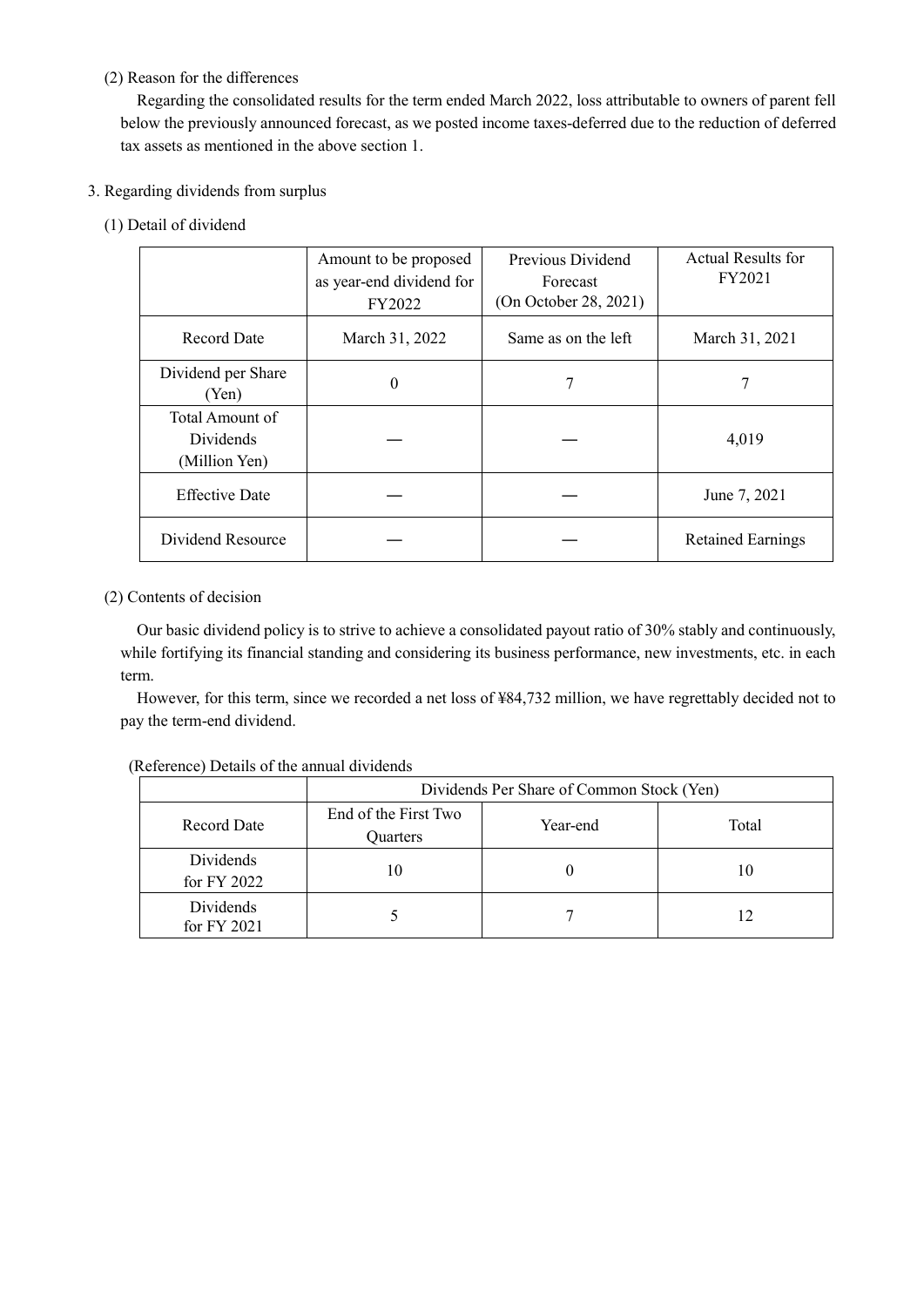(2) Reason for the differences

Regarding the consolidated results for the term ended March 2022, loss attributable to owners of parent fell below the previously announced forecast, as we posted income taxes-deferred due to the reduction of deferred tax assets as mentioned in the above section 1.

3. Regarding dividends from surplus

(1) Detail of dividend

| | Amount to be proposed as year-end dividend for FY2022 | Previous Dividend Forecast (On October 28, 2021) | Actual Results for FY2021 |
|---|---|---|---|
| Record Date | March 31, 2022 | Same as on the left | March 31, 2021 |
| Dividend per Share (Yen) | 0 | 7 | 7 |
| Total Amount of Dividends (Million Yen) | — | — | 4,019 |
| Effective Date | — | — | June 7, 2021 |
| Dividend Resource | — | — | Retained Earnings |

(2) Contents of decision

Our basic dividend policy is to strive to achieve a consolidated payout ratio of 30% stably and continuously, while fortifying its financial standing and considering its business performance, new investments, etc. in each term.

However, for this term, since we recorded a net loss of ¥84,732 million, we have regrettably decided not to pay the term-end dividend.

(Reference) Details of the annual dividends

| | Dividends Per Share of Common Stock (Yen) | | |
|---|---|---|---|
| Record Date | End of the First Two Quarters | Year-end | Total |
| Dividends for FY 2022 | 10 | 0 | 10 |
| Dividends for FY 2021 | 5 | 7 | 12 |